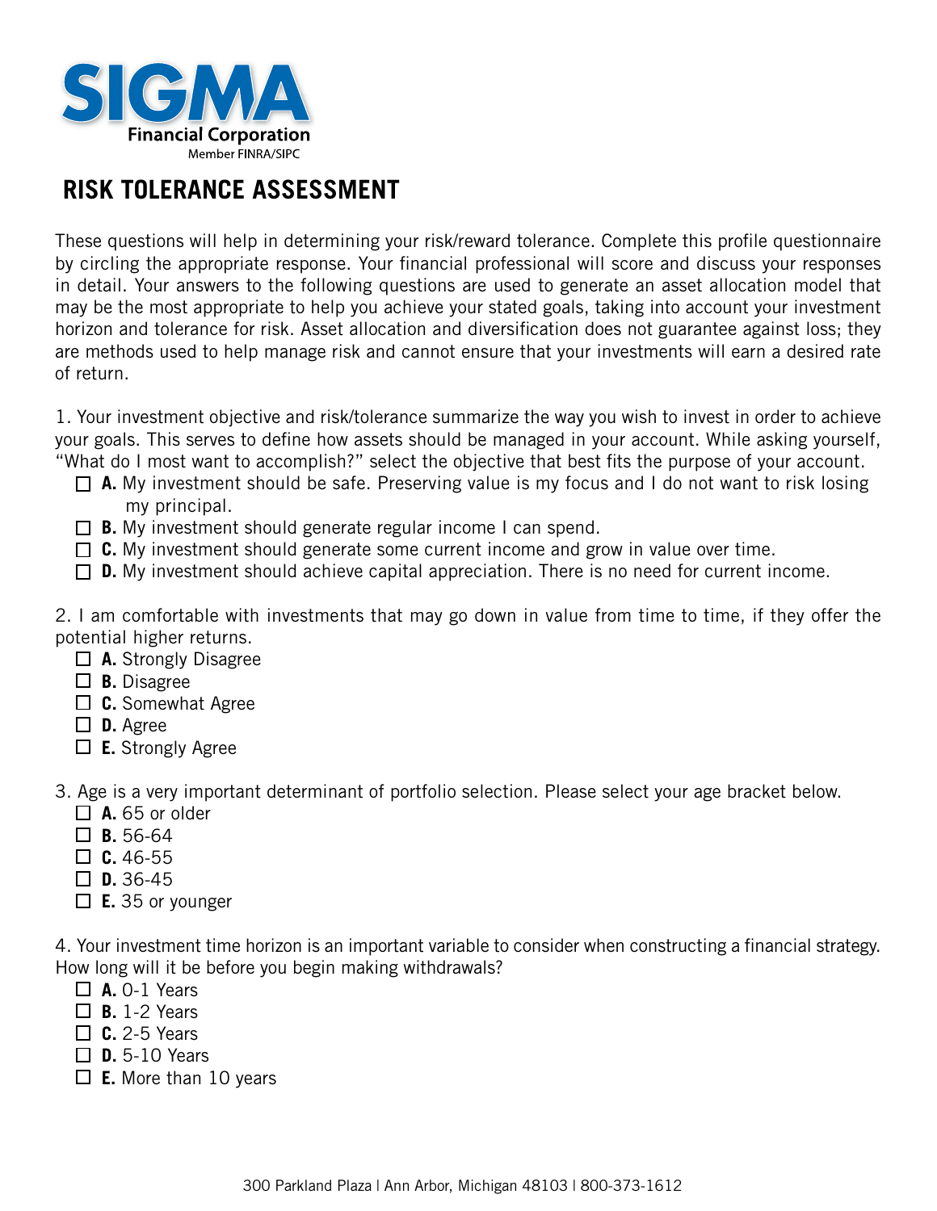**SIGMA**
**Financial Corporation**
Member FINRA/SIPC

# RISK TOLERANCE ASSESSMENT

These questions will help in determining your risk/reward tolerance. Complete this profile questionnaire by circling the appropriate response. Your financial professional will score and discuss your responses in detail. Your answers to the following questions are used to generate an asset allocation model that may be the most appropriate to help you achieve your stated goals, taking into account your investment horizon and tolerance for risk. Asset allocation and diversification does not guarantee against loss; they are methods used to help manage risk and cannot ensure that your investments will earn a desired rate of return.

1. Your investment objective and risk/tolerance summarize the way you wish to invest in order to achieve your goals. This serves to define how assets should be managed in your account. While asking yourself, "What do I most want to accomplish?" select the objective that best fits the purpose of your account.

- ☐ **A.** My investment should be safe. Preserving value is my focus and I do not want to risk losing my principal.
- ☐ **B.** My investment should generate regular income I can spend.
- ☐ **C.** My investment should generate some current income and grow in value over time.
- ☐ **D.** My investment should achieve capital appreciation. There is no need for current income.

2. I am comfortable with investments that may go down in value from time to time, if they offer the potential higher returns.

- ☐ **A.** Strongly Disagree
- ☐ **B.** Disagree
- ☐ **C.** Somewhat Agree
- ☐ **D.** Agree
- ☐ **E.** Strongly Agree

3. Age is a very important determinant of portfolio selection. Please select your age bracket below.

- ☐ **A.** 65 or older
- ☐ **B.** 56-64
- ☐ **C.** 46-55
- ☐ **D.** 36-45
- ☐ **E.** 35 or younger

4. Your investment time horizon is an important variable to consider when constructing a financial strategy. How long will it be before you begin making withdrawals?

- ☐ **A.** 0-1 Years
- ☐ **B.** 1-2 Years
- ☐ **C.** 2-5 Years
- ☐ **D.** 5-10 Years
- ☐ **E.** More than 10 years

300 Parkland Plaza | Ann Arbor, Michigan 48103 | 800-373-1612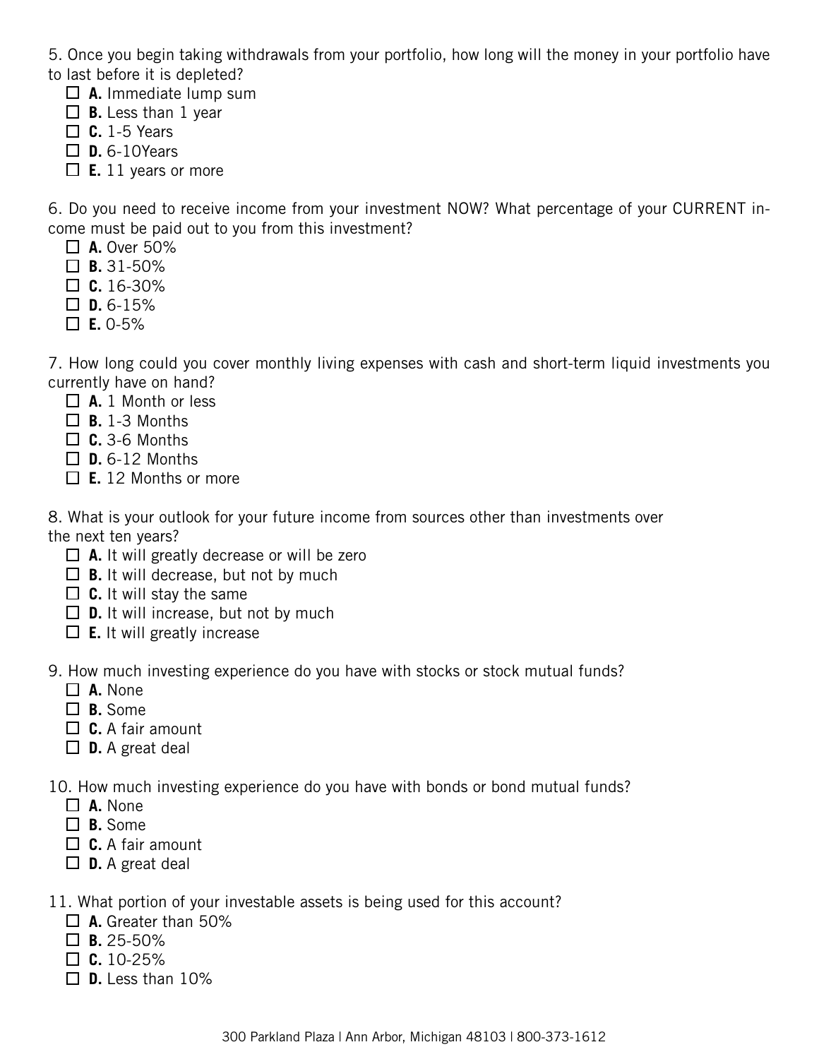5. Once you begin taking withdrawals from your portfolio, how long will the money in your portfolio have to last before it is depleted?

- ☐ **A.** Immediate lump sum
- ☐ **B.** Less than 1 year
- ☐ **C.** 1-5 Years
- ☐ **D.** 6-10Years
- ☐ **E.** 11 years or more

6. Do you need to receive income from your investment NOW? What percentage of your CURRENT income must be paid out to you from this investment?

- ☐ **A.** Over 50%
- ☐ **B.** 31-50%
- ☐ **C.** 16-30%
- ☐ **D.** 6-15%
- ☐ **E.** 0-5%

7. How long could you cover monthly living expenses with cash and short-term liquid investments you currently have on hand?

- ☐ **A.** 1 Month or less
- ☐ **B.** 1-3 Months
- ☐ **C.** 3-6 Months
- ☐ **D.** 6-12 Months
- ☐ **E.** 12 Months or more

8. What is your outlook for your future income from sources other than investments over the next ten years?

- ☐ **A.** It will greatly decrease or will be zero
- ☐ **B.** It will decrease, but not by much
- ☐ **C.** It will stay the same
- ☐ **D.** It will increase, but not by much
- ☐ **E.** It will greatly increase

9. How much investing experience do you have with stocks or stock mutual funds?

- ☐ **A.** None
- ☐ **B.** Some
- ☐ **C.** A fair amount
- ☐ **D.** A great deal

10. How much investing experience do you have with bonds or bond mutual funds?

- ☐ **A.** None
- ☐ **B.** Some
- ☐ **C.** A fair amount
- ☐ **D.** A great deal

11. What portion of your investable assets is being used for this account?

- ☐ **A.** Greater than 50%
- ☐ **B.** 25-50%
- ☐ **C.** 10-25%
- ☐ **D.** Less than 10%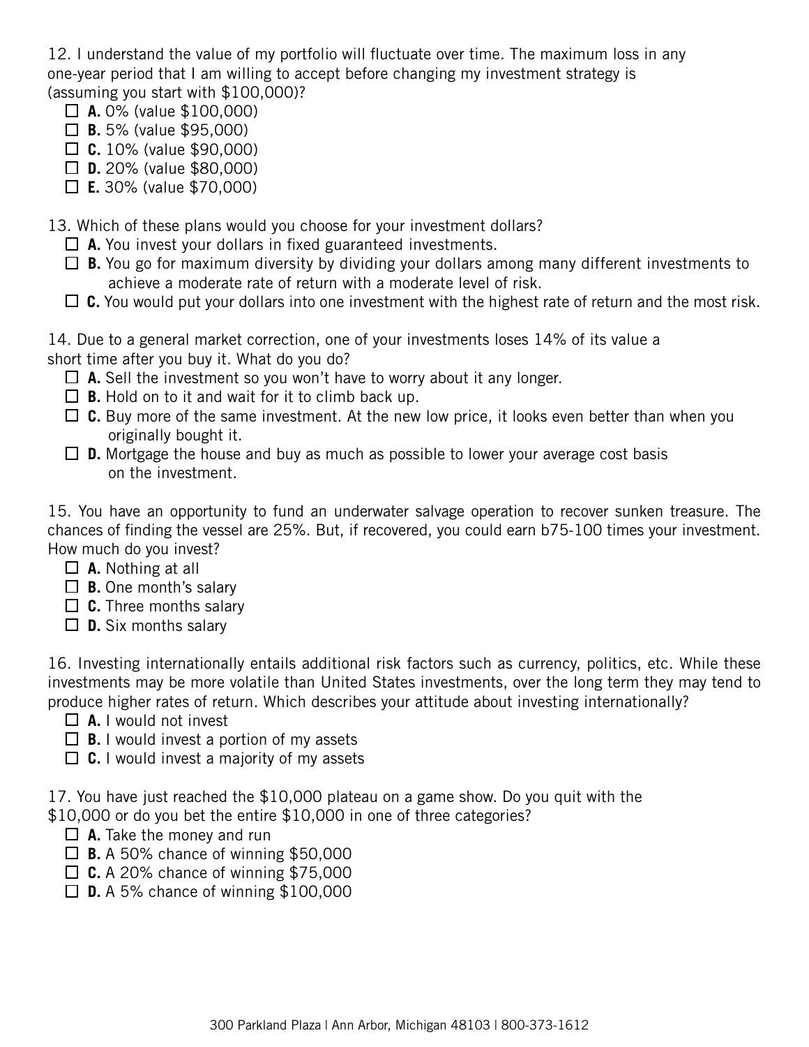12. I understand the value of my portfolio will fluctuate over time. The maximum loss in any one-year period that I am willing to accept before changing my investment strategy is (assuming you start with $100,000)?

- ☐ **A.** 0% (value $100,000)
- ☐ **B.** 5% (value $95,000)
- ☐ **C.** 10% (value $90,000)
- ☐ **D.** 20% (value $80,000)
- ☐ **E.** 30% (value $70,000)

13. Which of these plans would you choose for your investment dollars?

- ☐ **A.** You invest your dollars in fixed guaranteed investments.
- ☐ **B.** You go for maximum diversity by dividing your dollars among many different investments to achieve a moderate rate of return with a moderate level of risk.
- ☐ **C.** You would put your dollars into one investment with the highest rate of return and the most risk.

14. Due to a general market correction, one of your investments loses 14% of its value a short time after you buy it. What do you do?

- ☐ **A.** Sell the investment so you won't have to worry about it any longer.
- ☐ **B.** Hold on to it and wait for it to climb back up.
- ☐ **C.** Buy more of the same investment. At the new low price, it looks even better than when you originally bought it.
- ☐ **D.** Mortgage the house and buy as much as possible to lower your average cost basis on the investment.

15. You have an opportunity to fund an underwater salvage operation to recover sunken treasure. The chances of finding the vessel are 25%. But, if recovered, you could earn b75-100 times your investment. How much do you invest?

- ☐ **A.** Nothing at all
- ☐ **B.** One month's salary
- ☐ **C.** Three months salary
- ☐ **D.** Six months salary

16. Investing internationally entails additional risk factors such as currency, politics, etc. While these investments may be more volatile than United States investments, over the long term they may tend to produce higher rates of return. Which describes your attitude about investing internationally?

- ☐ **A.** I would not invest
- ☐ **B.** I would invest a portion of my assets
- ☐ **C.** I would invest a majority of my assets

17. You have just reached the $10,000 plateau on a game show. Do you quit with the $10,000 or do you bet the entire $10,000 in one of three categories?

- ☐ **A.** Take the money and run
- ☐ **B.** A 50% chance of winning $50,000
- ☐ **C.** A 20% chance of winning $75,000
- ☐ **D.** A 5% chance of winning $100,000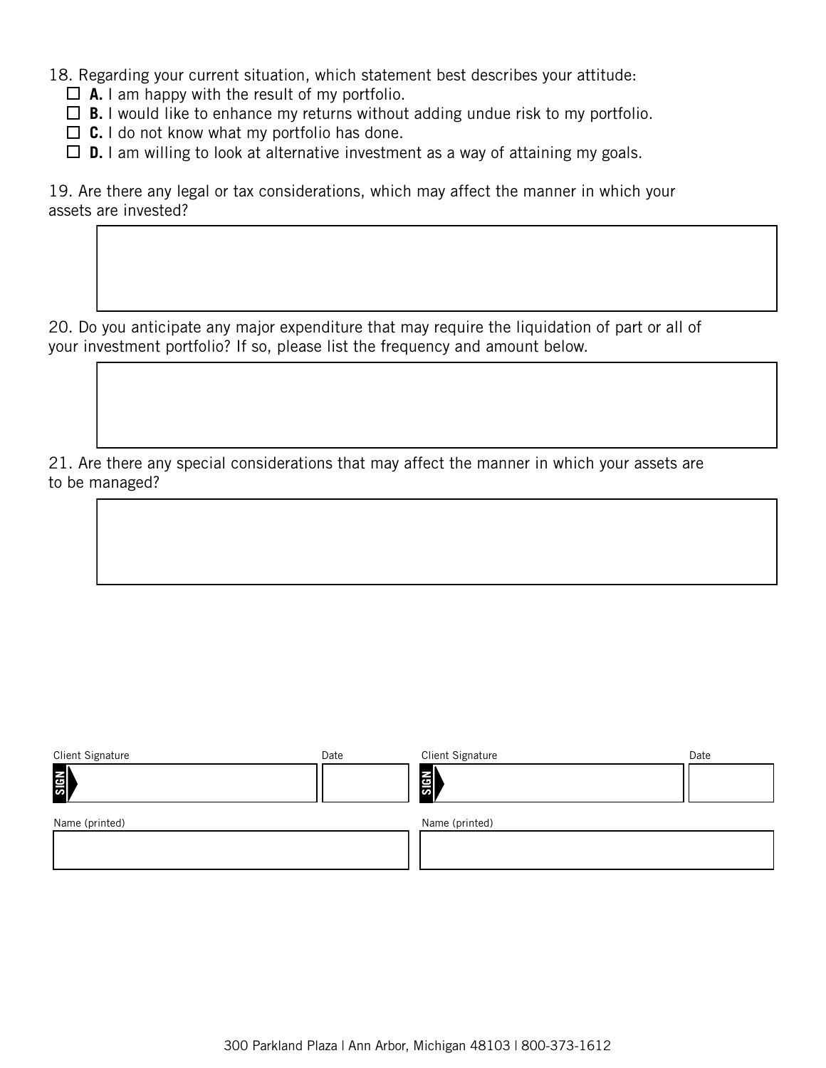18. Regarding your current situation, which statement best describes your attitude:

- ☐ **A.** I am happy with the result of my portfolio.
- ☐ **B.** I would like to enhance my returns without adding undue risk to my portfolio.
- ☐ **C.** I do not know what my portfolio has done.
- ☐ **D.** I am willing to look at alternative investment as a way of attaining my goals.

19. Are there any legal or tax considerations, which may affect the manner in which your assets are invested?

20. Do you anticipate any major expenditure that may require the liquidation of part or all of your investment portfolio? If so, please list the frequency and amount below.

21. Are there any special considerations that may affect the manner in which your assets are to be managed?

| Client Signature | Date | Client Signature | Date |
| --- | --- | --- | --- |
| SIGN | | SIGN | |

| Name (printed) | Name (printed) |
| --- | --- |
| | |

300 Parkland Plaza | Ann Arbor, Michigan 48103 | 800-373-1612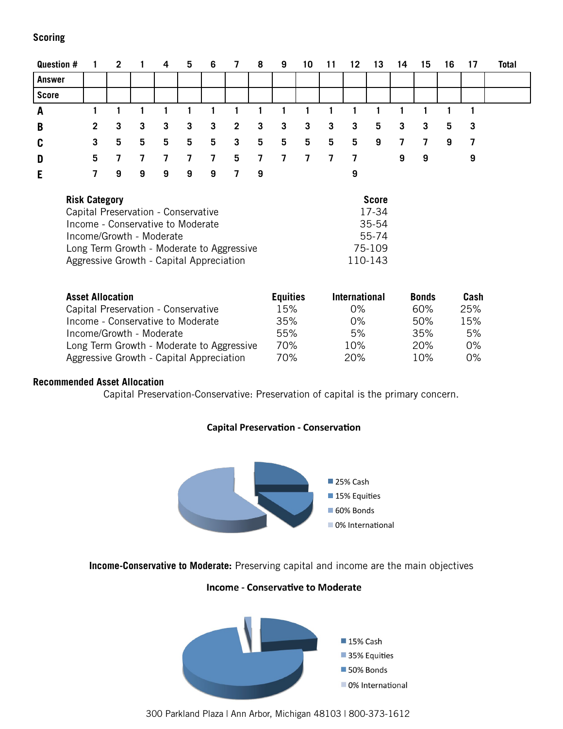## Scoring

| Question # | 1 | 2 | 1 | 4 | 5 | 6 | 7 | 8 | 9 | 10 | 11 | 12 | 13 | 14 | 15 | 16 | 17 | Total |
|---|---|---|---|---|---|---|---|---|---|---|---|---|---|---|---|---|---|---|
| **Answer** | | | | | | | | | | | | | | | | | | |
| **Score** | | | | | | | | | | | | | | | | | | |
| **A** | 1 | 1 | 1 | 1 | 1 | 1 | 1 | 1 | 1 | 1 | 1 | 1 | 1 | 1 | 1 | 1 | 1 | |
| **B** | 2 | 3 | 3 | 3 | 3 | 3 | 2 | 3 | 3 | 3 | 3 | 3 | 5 | 3 | 3 | 5 | 3 | |
| **C** | 3 | 5 | 5 | 5 | 5 | 5 | 3 | 5 | 5 | 5 | 5 | 5 | 9 | 7 | 7 | 9 | 7 | |
| **D** | 5 | 7 | 7 | 7 | 7 | 7 | 5 | 7 | 7 | 7 | 7 | 7 | | 9 | 9 | | 9 | |
| **E** | 7 | 9 | 9 | 9 | 9 | 9 | 7 | 9 | | | | 9 | | | | | | |

| Risk Category | Score |
|---|---|
| Capital Preservation - Conservative | 17-34 |
| Income - Conservative to Moderate | 35-54 |
| Income/Growth - Moderate | 55-74 |
| Long Term Growth - Moderate to Aggressive | 75-109 |
| Aggressive Growth - Capital Appreciation | 110-143 |

| Asset Allocation | Equities | International | Bonds | Cash |
|---|---|---|---|---|
| Capital Preservation - Conservative | 15% | 0% | 60% | 25% |
| Income - Conservative to Moderate | 35% | 0% | 50% | 15% |
| Income/Growth - Moderate | 55% | 5% | 35% | 5% |
| Long Term Growth - Moderate to Aggressive | 70% | 10% | 20% | 0% |
| Aggressive Growth - Capital Appreciation | 70% | 20% | 10% | 0% |

## Recommended Asset Allocation

Capital Preservation-Conservative: Preservation of capital is the primary concern.

**Capital Preservation - Conservation**

- 25% Cash
- 15% Equities
- 60% Bonds
- 0% International

**Income-Conservative to Moderate:** Preserving capital and income are the main objectives

**Income - Conservative to Moderate**

- 15% Cash
- 35% Equities
- 50% Bonds
- 0% International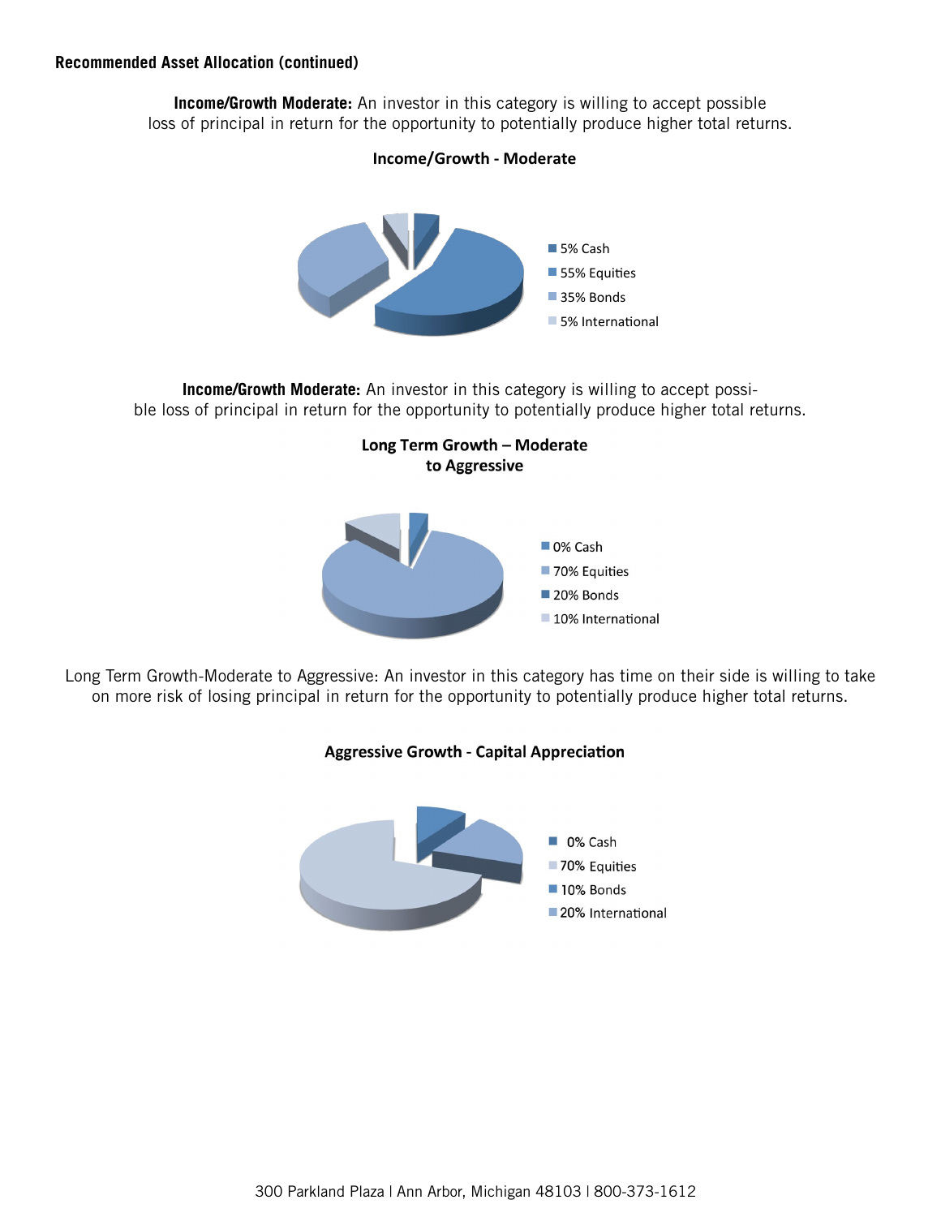**Recommended Asset Allocation (continued)**

**Income/Growth Moderate:** An investor in this category is willing to accept possible loss of principal in return for the opportunity to potentially produce higher total returns.

**Income/Growth - Moderate**

5% Cash
55% Equities
35% Bonds
5% International

**Income/Growth Moderate:** An investor in this category is willing to accept possible loss of principal in return for the opportunity to potentially produce higher total returns.

**Long Term Growth – Moderate to Aggressive**

0% Cash
70% Equities
20% Bonds
10% International

Long Term Growth-Moderate to Aggressive: An investor in this category has time on their side is willing to take on more risk of losing principal in return for the opportunity to potentially produce higher total returns.

**Aggressive Growth - Capital Appreciation**

0% Cash
70% Equities
10% Bonds
20% International

300 Parkland Plaza | Ann Arbor, Michigan 48103 | 800-373-1612